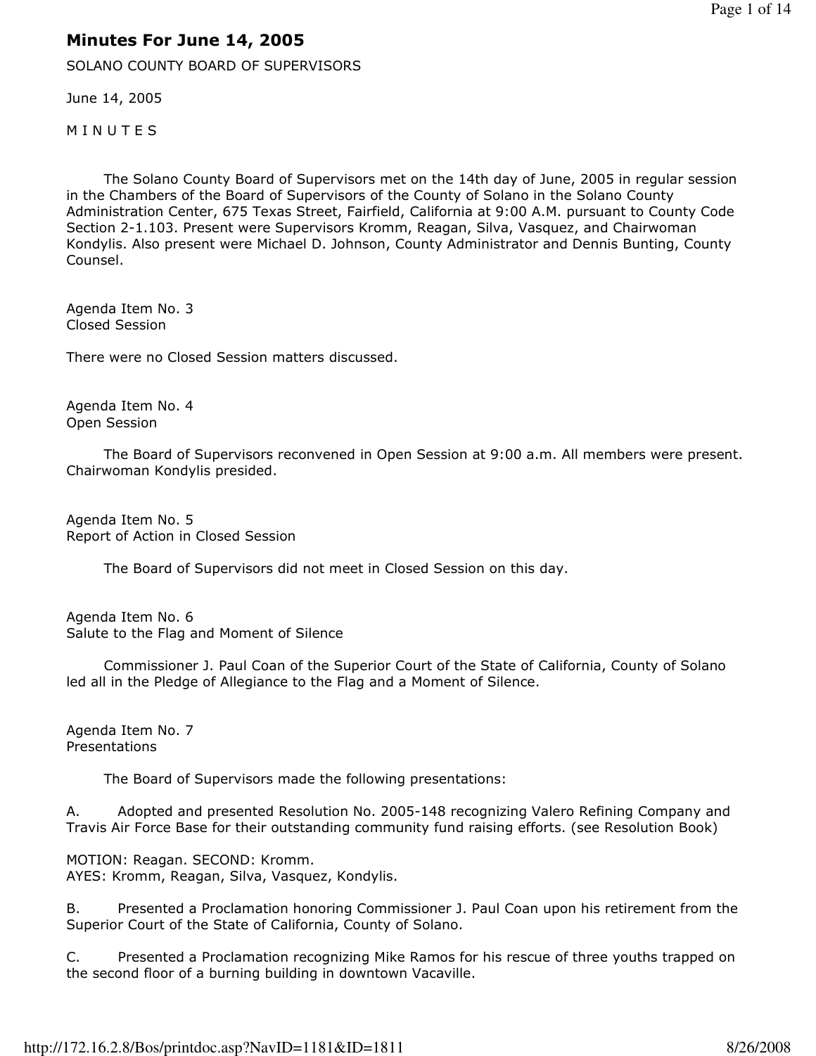# Minutes For June 14, 2005

SOLANO COUNTY BOARD OF SUPERVISORS

June 14, 2005

M I N U T E S

The Solano County Board of Supervisors met on the 14th day of June, 2005 in regular session in the Chambers of the Board of Supervisors of the County of Solano in the Solano County Administration Center, 675 Texas Street, Fairfield, California at 9:00 A.M. pursuant to County Code Section 2-1.103. Present were Supervisors Kromm, Reagan, Silva, Vasquez, and Chairwoman Kondylis. Also present were Michael D. Johnson, County Administrator and Dennis Bunting, County Counsel.

Agenda Item No. 3
Closed Session

There were no Closed Session matters discussed.

Agenda Item No. 4
Open Session

The Board of Supervisors reconvened in Open Session at 9:00 a.m. All members were present. Chairwoman Kondylis presided.

Agenda Item No. 5
Report of Action in Closed Session

The Board of Supervisors did not meet in Closed Session on this day.

Agenda Item No. 6
Salute to the Flag and Moment of Silence

Commissioner J. Paul Coan of the Superior Court of the State of California, County of Solano led all in the Pledge of Allegiance to the Flag and a Moment of Silence.

Agenda Item No. 7
Presentations

The Board of Supervisors made the following presentations:

A. Adopted and presented Resolution No. 2005-148 recognizing Valero Refining Company and Travis Air Force Base for their outstanding community fund raising efforts. (see Resolution Book)

MOTION: Reagan. SECOND: Kromm.
AYES: Kromm, Reagan, Silva, Vasquez, Kondylis.

B. Presented a Proclamation honoring Commissioner J. Paul Coan upon his retirement from the Superior Court of the State of California, County of Solano.

C. Presented a Proclamation recognizing Mike Ramos for his rescue of three youths trapped on the second floor of a burning building in downtown Vacaville.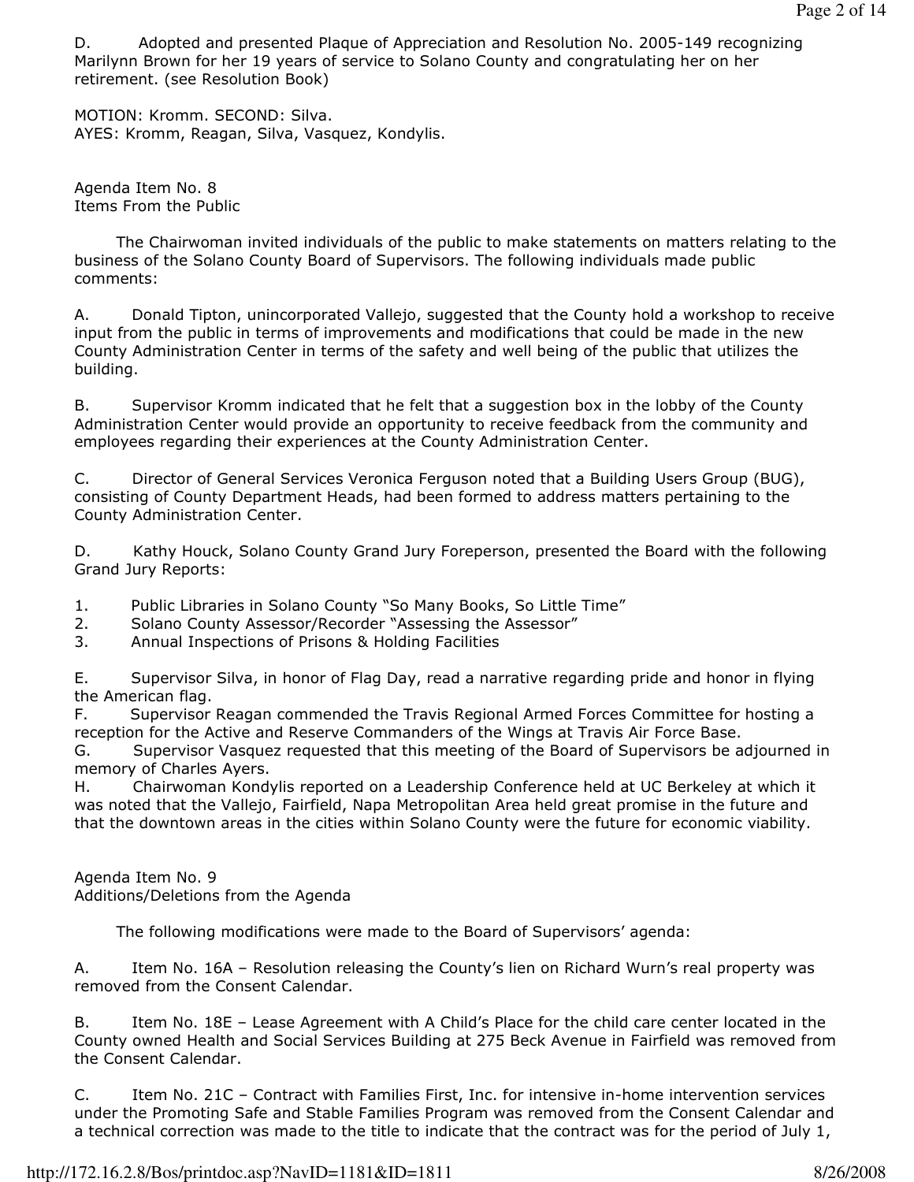D. Adopted and presented Plaque of Appreciation and Resolution No. 2005-149 recognizing Marilynn Brown for her 19 years of service to Solano County and congratulating her on her retirement. (see Resolution Book)

MOTION: Kromm. SECOND: Silva.
AYES: Kromm, Reagan, Silva, Vasquez, Kondylis.

Agenda Item No. 8
Items From the Public

The Chairwoman invited individuals of the public to make statements on matters relating to the business of the Solano County Board of Supervisors. The following individuals made public comments:

A. Donald Tipton, unincorporated Vallejo, suggested that the County hold a workshop to receive input from the public in terms of improvements and modifications that could be made in the new County Administration Center in terms of the safety and well being of the public that utilizes the building.

B. Supervisor Kromm indicated that he felt that a suggestion box in the lobby of the County Administration Center would provide an opportunity to receive feedback from the community and employees regarding their experiences at the County Administration Center.

C. Director of General Services Veronica Ferguson noted that a Building Users Group (BUG), consisting of County Department Heads, had been formed to address matters pertaining to the County Administration Center.

D. Kathy Houck, Solano County Grand Jury Foreperson, presented the Board with the following Grand Jury Reports:

1. Public Libraries in Solano County "So Many Books, So Little Time"
2. Solano County Assessor/Recorder "Assessing the Assessor"
3. Annual Inspections of Prisons & Holding Facilities

E. Supervisor Silva, in honor of Flag Day, read a narrative regarding pride and honor in flying the American flag.

F. Supervisor Reagan commended the Travis Regional Armed Forces Committee for hosting a reception for the Active and Reserve Commanders of the Wings at Travis Air Force Base.

G. Supervisor Vasquez requested that this meeting of the Board of Supervisors be adjourned in memory of Charles Ayers.

H. Chairwoman Kondylis reported on a Leadership Conference held at UC Berkeley at which it was noted that the Vallejo, Fairfield, Napa Metropolitan Area held great promise in the future and that the downtown areas in the cities within Solano County were the future for economic viability.

Agenda Item No. 9
Additions/Deletions from the Agenda

The following modifications were made to the Board of Supervisors' agenda:

A. Item No. 16A – Resolution releasing the County's lien on Richard Wurn's real property was removed from the Consent Calendar.

B. Item No. 18E – Lease Agreement with A Child's Place for the child care center located in the County owned Health and Social Services Building at 275 Beck Avenue in Fairfield was removed from the Consent Calendar.

C. Item No. 21C – Contract with Families First, Inc. for intensive in-home intervention services under the Promoting Safe and Stable Families Program was removed from the Consent Calendar and a technical correction was made to the title to indicate that the contract was for the period of July 1,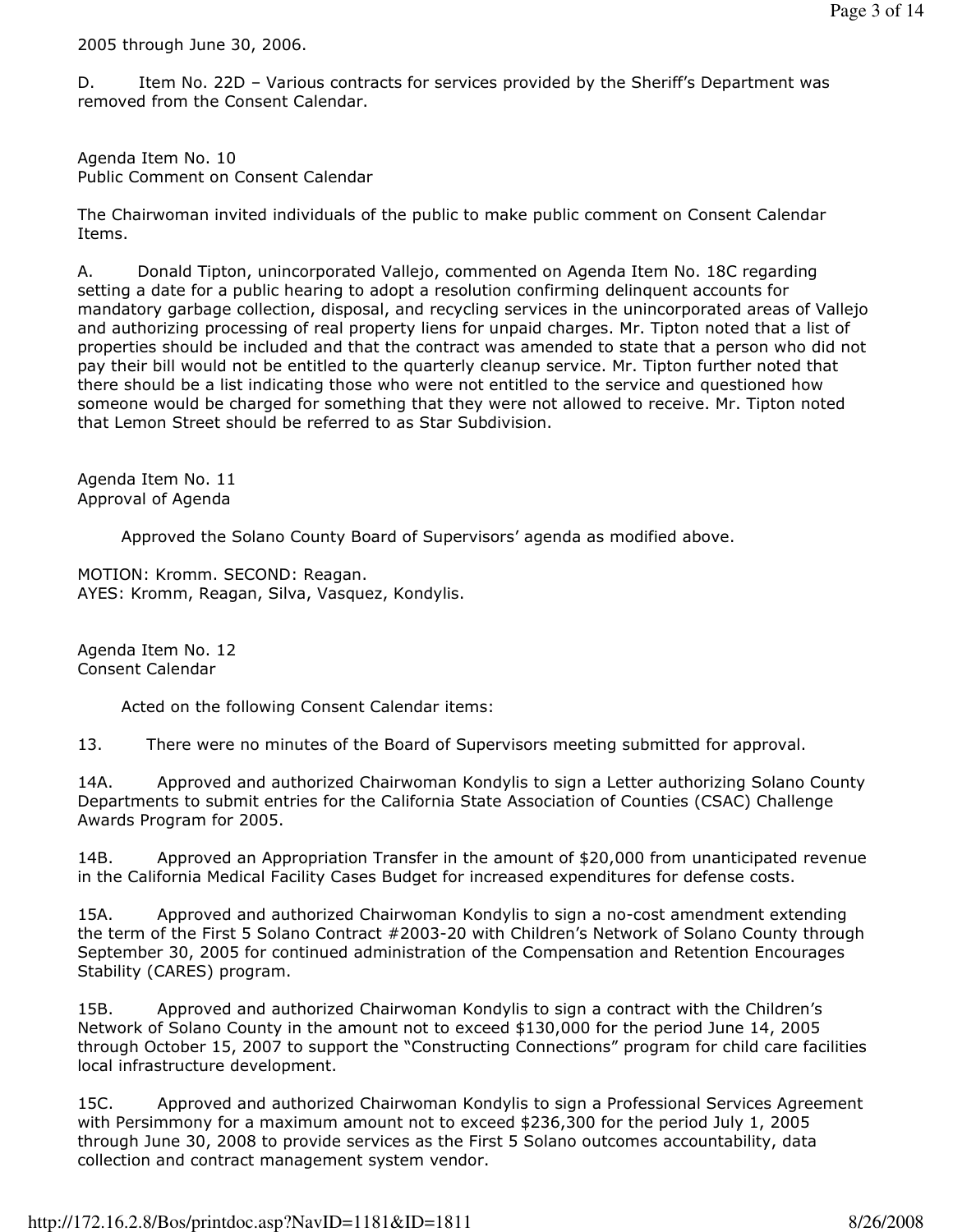2005 through June 30, 2006.

D. Item No. 22D – Various contracts for services provided by the Sheriff's Department was removed from the Consent Calendar.

Agenda Item No. 10
Public Comment on Consent Calendar

The Chairwoman invited individuals of the public to make public comment on Consent Calendar Items.

A. Donald Tipton, unincorporated Vallejo, commented on Agenda Item No. 18C regarding setting a date for a public hearing to adopt a resolution confirming delinquent accounts for mandatory garbage collection, disposal, and recycling services in the unincorporated areas of Vallejo and authorizing processing of real property liens for unpaid charges. Mr. Tipton noted that a list of properties should be included and that the contract was amended to state that a person who did not pay their bill would not be entitled to the quarterly cleanup service. Mr. Tipton further noted that there should be a list indicating those who were not entitled to the service and questioned how someone would be charged for something that they were not allowed to receive. Mr. Tipton noted that Lemon Street should be referred to as Star Subdivision.

Agenda Item No. 11
Approval of Agenda

Approved the Solano County Board of Supervisors' agenda as modified above.

MOTION: Kromm. SECOND: Reagan.
AYES: Kromm, Reagan, Silva, Vasquez, Kondylis.

Agenda Item No. 12
Consent Calendar

Acted on the following Consent Calendar items:

13. There were no minutes of the Board of Supervisors meeting submitted for approval.

14A. Approved and authorized Chairwoman Kondylis to sign a Letter authorizing Solano County Departments to submit entries for the California State Association of Counties (CSAC) Challenge Awards Program for 2005.

14B. Approved an Appropriation Transfer in the amount of $20,000 from unanticipated revenue in the California Medical Facility Cases Budget for increased expenditures for defense costs.

15A. Approved and authorized Chairwoman Kondylis to sign a no-cost amendment extending the term of the First 5 Solano Contract #2003-20 with Children's Network of Solano County through September 30, 2005 for continued administration of the Compensation and Retention Encourages Stability (CARES) program.

15B. Approved and authorized Chairwoman Kondylis to sign a contract with the Children's Network of Solano County in the amount not to exceed $130,000 for the period June 14, 2005 through October 15, 2007 to support the "Constructing Connections" program for child care facilities local infrastructure development.

15C. Approved and authorized Chairwoman Kondylis to sign a Professional Services Agreement with Persimmony for a maximum amount not to exceed $236,300 for the period July 1, 2005 through June 30, 2008 to provide services as the First 5 Solano outcomes accountability, data collection and contract management system vendor.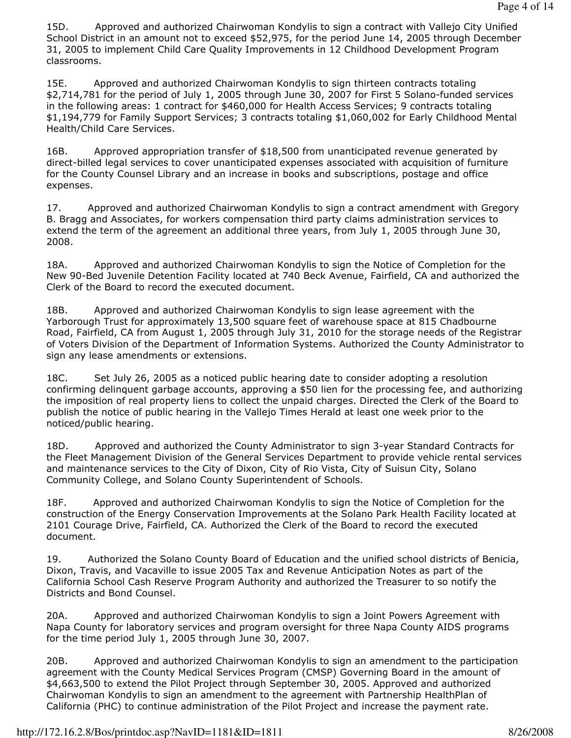15D. Approved and authorized Chairwoman Kondylis to sign a contract with Vallejo City Unified School District in an amount not to exceed $52,975, for the period June 14, 2005 through December 31, 2005 to implement Child Care Quality Improvements in 12 Childhood Development Program classrooms.

15E. Approved and authorized Chairwoman Kondylis to sign thirteen contracts totaling $2,714,781 for the period of July 1, 2005 through June 30, 2007 for First 5 Solano-funded services in the following areas: 1 contract for $460,000 for Health Access Services; 9 contracts totaling $1,194,779 for Family Support Services; 3 contracts totaling $1,060,002 for Early Childhood Mental Health/Child Care Services.

16B. Approved appropriation transfer of $18,500 from unanticipated revenue generated by direct-billed legal services to cover unanticipated expenses associated with acquisition of furniture for the County Counsel Library and an increase in books and subscriptions, postage and office expenses.

17. Approved and authorized Chairwoman Kondylis to sign a contract amendment with Gregory B. Bragg and Associates, for workers compensation third party claims administration services to extend the term of the agreement an additional three years, from July 1, 2005 through June 30, 2008.

18A. Approved and authorized Chairwoman Kondylis to sign the Notice of Completion for the New 90-Bed Juvenile Detention Facility located at 740 Beck Avenue, Fairfield, CA and authorized the Clerk of the Board to record the executed document.

18B. Approved and authorized Chairwoman Kondylis to sign lease agreement with the Yarborough Trust for approximately 13,500 square feet of warehouse space at 815 Chadbourne Road, Fairfield, CA from August 1, 2005 through July 31, 2010 for the storage needs of the Registrar of Voters Division of the Department of Information Systems. Authorized the County Administrator to sign any lease amendments or extensions.

18C. Set July 26, 2005 as a noticed public hearing date to consider adopting a resolution confirming delinquent garbage accounts, approving a $50 lien for the processing fee, and authorizing the imposition of real property liens to collect the unpaid charges. Directed the Clerk of the Board to publish the notice of public hearing in the Vallejo Times Herald at least one week prior to the noticed/public hearing.

18D. Approved and authorized the County Administrator to sign 3-year Standard Contracts for the Fleet Management Division of the General Services Department to provide vehicle rental services and maintenance services to the City of Dixon, City of Rio Vista, City of Suisun City, Solano Community College, and Solano County Superintendent of Schools.

18F. Approved and authorized Chairwoman Kondylis to sign the Notice of Completion for the construction of the Energy Conservation Improvements at the Solano Park Health Facility located at 2101 Courage Drive, Fairfield, CA. Authorized the Clerk of the Board to record the executed document.

19. Authorized the Solano County Board of Education and the unified school districts of Benicia, Dixon, Travis, and Vacaville to issue 2005 Tax and Revenue Anticipation Notes as part of the California School Cash Reserve Program Authority and authorized the Treasurer to so notify the Districts and Bond Counsel.

20A. Approved and authorized Chairwoman Kondylis to sign a Joint Powers Agreement with Napa County for laboratory services and program oversight for three Napa County AIDS programs for the time period July 1, 2005 through June 30, 2007.

20B. Approved and authorized Chairwoman Kondylis to sign an amendment to the participation agreement with the County Medical Services Program (CMSP) Governing Board in the amount of $4,663,500 to extend the Pilot Project through September 30, 2005. Approved and authorized Chairwoman Kondylis to sign an amendment to the agreement with Partnership HealthPlan of California (PHC) to continue administration of the Pilot Project and increase the payment rate.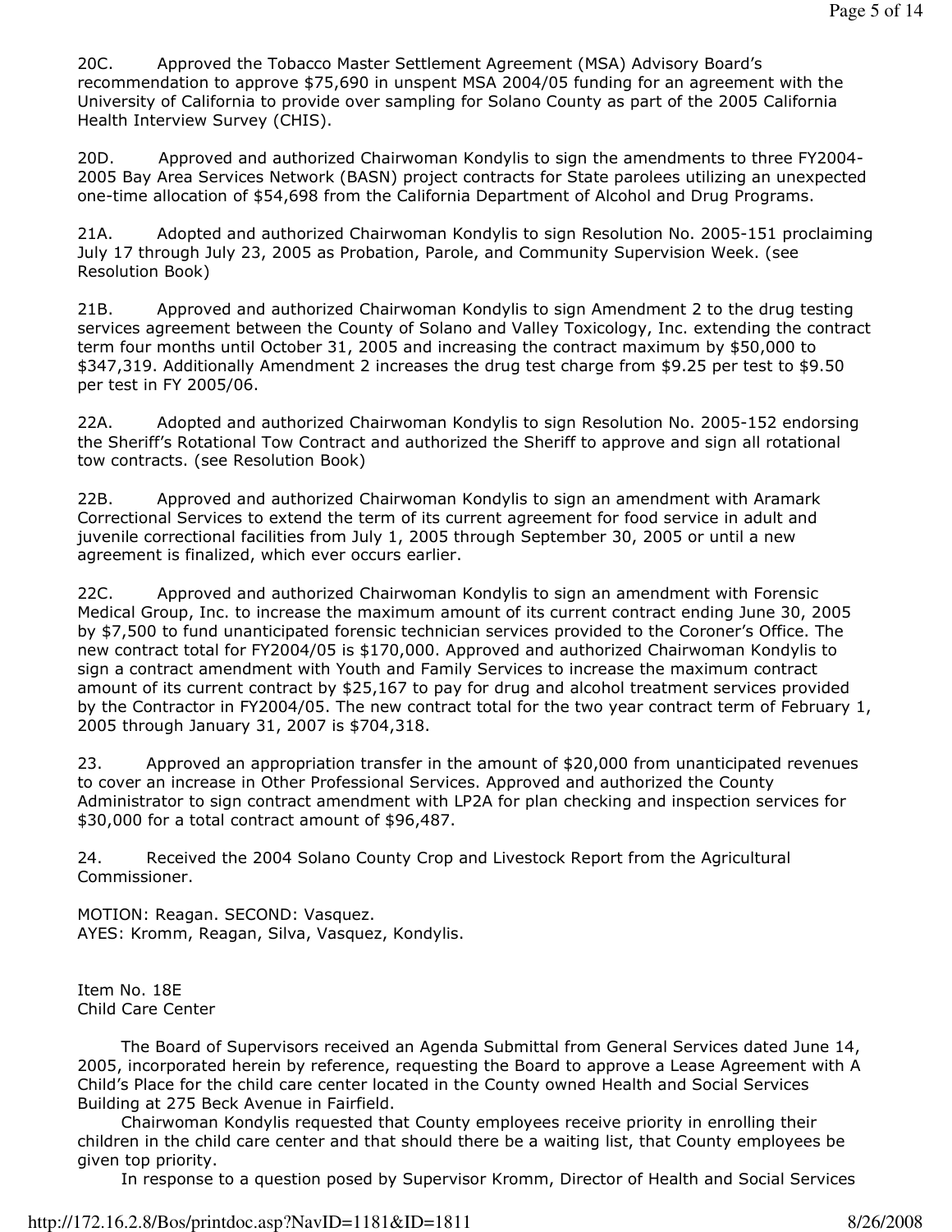20C. Approved the Tobacco Master Settlement Agreement (MSA) Advisory Board's recommendation to approve $75,690 in unspent MSA 2004/05 funding for an agreement with the University of California to provide over sampling for Solano County as part of the 2005 California Health Interview Survey (CHIS).

20D. Approved and authorized Chairwoman Kondylis to sign the amendments to three FY2004-2005 Bay Area Services Network (BASN) project contracts for State parolees utilizing an unexpected one-time allocation of $54,698 from the California Department of Alcohol and Drug Programs.

21A. Adopted and authorized Chairwoman Kondylis to sign Resolution No. 2005-151 proclaiming July 17 through July 23, 2005 as Probation, Parole, and Community Supervision Week. (see Resolution Book)

21B. Approved and authorized Chairwoman Kondylis to sign Amendment 2 to the drug testing services agreement between the County of Solano and Valley Toxicology, Inc. extending the contract term four months until October 31, 2005 and increasing the contract maximum by $50,000 to $347,319. Additionally Amendment 2 increases the drug test charge from $9.25 per test to $9.50 per test in FY 2005/06.

22A. Adopted and authorized Chairwoman Kondylis to sign Resolution No. 2005-152 endorsing the Sheriff's Rotational Tow Contract and authorized the Sheriff to approve and sign all rotational tow contracts. (see Resolution Book)

22B. Approved and authorized Chairwoman Kondylis to sign an amendment with Aramark Correctional Services to extend the term of its current agreement for food service in adult and juvenile correctional facilities from July 1, 2005 through September 30, 2005 or until a new agreement is finalized, which ever occurs earlier.

22C. Approved and authorized Chairwoman Kondylis to sign an amendment with Forensic Medical Group, Inc. to increase the maximum amount of its current contract ending June 30, 2005 by $7,500 to fund unanticipated forensic technician services provided to the Coroner's Office. The new contract total for FY2004/05 is $170,000. Approved and authorized Chairwoman Kondylis to sign a contract amendment with Youth and Family Services to increase the maximum contract amount of its current contract by $25,167 to pay for drug and alcohol treatment services provided by the Contractor in FY2004/05. The new contract total for the two year contract term of February 1, 2005 through January 31, 2007 is $704,318.

23. Approved an appropriation transfer in the amount of $20,000 from unanticipated revenues to cover an increase in Other Professional Services. Approved and authorized the County Administrator to sign contract amendment with LP2A for plan checking and inspection services for $30,000 for a total contract amount of $96,487.

24. Received the 2004 Solano County Crop and Livestock Report from the Agricultural Commissioner.

MOTION: Reagan. SECOND: Vasquez.
AYES: Kromm, Reagan, Silva, Vasquez, Kondylis.

Item No. 18E
Child Care Center

The Board of Supervisors received an Agenda Submittal from General Services dated June 14, 2005, incorporated herein by reference, requesting the Board to approve a Lease Agreement with A Child's Place for the child care center located in the County owned Health and Social Services Building at 275 Beck Avenue in Fairfield.

Chairwoman Kondylis requested that County employees receive priority in enrolling their children in the child care center and that should there be a waiting list, that County employees be given top priority.

In response to a question posed by Supervisor Kromm, Director of Health and Social Services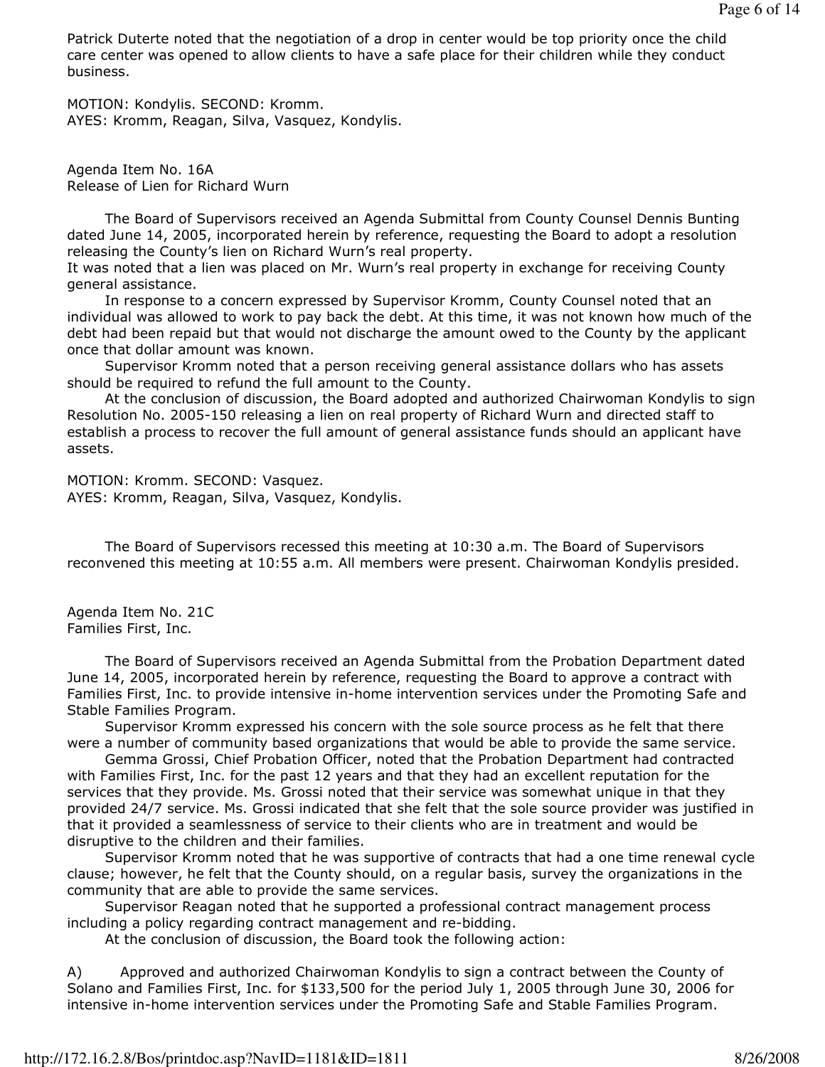Patrick Duterte noted that the negotiation of a drop in center would be top priority once the child care center was opened to allow clients to have a safe place for their children while they conduct business.

MOTION: Kondylis. SECOND: Kromm.
AYES: Kromm, Reagan, Silva, Vasquez, Kondylis.

Agenda Item No. 16A
Release of Lien for Richard Wurn

The Board of Supervisors received an Agenda Submittal from County Counsel Dennis Bunting dated June 14, 2005, incorporated herein by reference, requesting the Board to adopt a resolution releasing the County's lien on Richard Wurn's real property.
It was noted that a lien was placed on Mr. Wurn's real property in exchange for receiving County general assistance.

In response to a concern expressed by Supervisor Kromm, County Counsel noted that an individual was allowed to work to pay back the debt. At this time, it was not known how much of the debt had been repaid but that would not discharge the amount owed to the County by the applicant once that dollar amount was known.

Supervisor Kromm noted that a person receiving general assistance dollars who has assets should be required to refund the full amount to the County.

At the conclusion of discussion, the Board adopted and authorized Chairwoman Kondylis to sign Resolution No. 2005-150 releasing a lien on real property of Richard Wurn and directed staff to establish a process to recover the full amount of general assistance funds should an applicant have assets.

MOTION: Kromm. SECOND: Vasquez.
AYES: Kromm, Reagan, Silva, Vasquez, Kondylis.

The Board of Supervisors recessed this meeting at 10:30 a.m. The Board of Supervisors reconvened this meeting at 10:55 a.m. All members were present. Chairwoman Kondylis presided.

Agenda Item No. 21C
Families First, Inc.

The Board of Supervisors received an Agenda Submittal from the Probation Department dated June 14, 2005, incorporated herein by reference, requesting the Board to approve a contract with Families First, Inc. to provide intensive in-home intervention services under the Promoting Safe and Stable Families Program.

Supervisor Kromm expressed his concern with the sole source process as he felt that there were a number of community based organizations that would be able to provide the same service.

Gemma Grossi, Chief Probation Officer, noted that the Probation Department had contracted with Families First, Inc. for the past 12 years and that they had an excellent reputation for the services that they provide. Ms. Grossi noted that their service was somewhat unique in that they provided 24/7 service. Ms. Grossi indicated that she felt that the sole source provider was justified in that it provided a seamlessness of service to their clients who are in treatment and would be disruptive to the children and their families.

Supervisor Kromm noted that he was supportive of contracts that had a one time renewal cycle clause; however, he felt that the County should, on a regular basis, survey the organizations in the community that are able to provide the same services.

Supervisor Reagan noted that he supported a professional contract management process including a policy regarding contract management and re-bidding.

At the conclusion of discussion, the Board took the following action:

A) Approved and authorized Chairwoman Kondylis to sign a contract between the County of Solano and Families First, Inc. for $133,500 for the period July 1, 2005 through June 30, 2006 for intensive in-home intervention services under the Promoting Safe and Stable Families Program.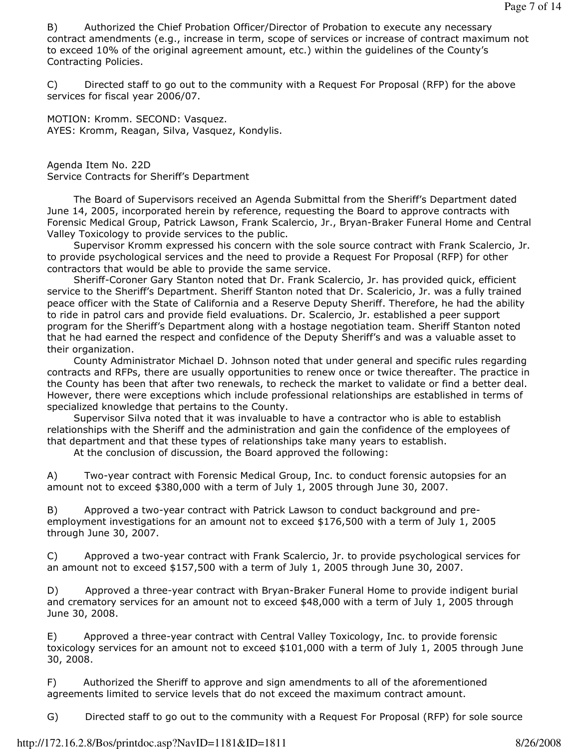B) Authorized the Chief Probation Officer/Director of Probation to execute any necessary contract amendments (e.g., increase in term, scope of services or increase of contract maximum not to exceed 10% of the original agreement amount, etc.) within the guidelines of the County's Contracting Policies.

C) Directed staff to go out to the community with a Request For Proposal (RFP) for the above services for fiscal year 2006/07.

MOTION: Kromm. SECOND: Vasquez.
AYES: Kromm, Reagan, Silva, Vasquez, Kondylis.

Agenda Item No. 22D
Service Contracts for Sheriff's Department

The Board of Supervisors received an Agenda Submittal from the Sheriff's Department dated June 14, 2005, incorporated herein by reference, requesting the Board to approve contracts with Forensic Medical Group, Patrick Lawson, Frank Scalercio, Jr., Bryan-Braker Funeral Home and Central Valley Toxicology to provide services to the public.

Supervisor Kromm expressed his concern with the sole source contract with Frank Scalercio, Jr. to provide psychological services and the need to provide a Request For Proposal (RFP) for other contractors that would be able to provide the same service.

Sheriff-Coroner Gary Stanton noted that Dr. Frank Scalercio, Jr. has provided quick, efficient service to the Sheriff's Department. Sheriff Stanton noted that Dr. Scalericio, Jr. was a fully trained peace officer with the State of California and a Reserve Deputy Sheriff. Therefore, he had the ability to ride in patrol cars and provide field evaluations. Dr. Scalercio, Jr. established a peer support program for the Sheriff's Department along with a hostage negotiation team. Sheriff Stanton noted that he had earned the respect and confidence of the Deputy Sheriff's and was a valuable asset to their organization.

County Administrator Michael D. Johnson noted that under general and specific rules regarding contracts and RFPs, there are usually opportunities to renew once or twice thereafter. The practice in the County has been that after two renewals, to recheck the market to validate or find a better deal. However, there were exceptions which include professional relationships are established in terms of specialized knowledge that pertains to the County.

Supervisor Silva noted that it was invaluable to have a contractor who is able to establish relationships with the Sheriff and the administration and gain the confidence of the employees of that department and that these types of relationships take many years to establish.

At the conclusion of discussion, the Board approved the following:

A) Two-year contract with Forensic Medical Group, Inc. to conduct forensic autopsies for an amount not to exceed $380,000 with a term of July 1, 2005 through June 30, 2007.

B) Approved a two-year contract with Patrick Lawson to conduct background and pre-employment investigations for an amount not to exceed $176,500 with a term of July 1, 2005 through June 30, 2007.

C) Approved a two-year contract with Frank Scalercio, Jr. to provide psychological services for an amount not to exceed $157,500 with a term of July 1, 2005 through June 30, 2007.

D) Approved a three-year contract with Bryan-Braker Funeral Home to provide indigent burial and crematory services for an amount not to exceed $48,000 with a term of July 1, 2005 through June 30, 2008.

E) Approved a three-year contract with Central Valley Toxicology, Inc. to provide forensic toxicology services for an amount not to exceed $101,000 with a term of July 1, 2005 through June 30, 2008.

F) Authorized the Sheriff to approve and sign amendments to all of the aforementioned agreements limited to service levels that do not exceed the maximum contract amount.

G) Directed staff to go out to the community with a Request For Proposal (RFP) for sole source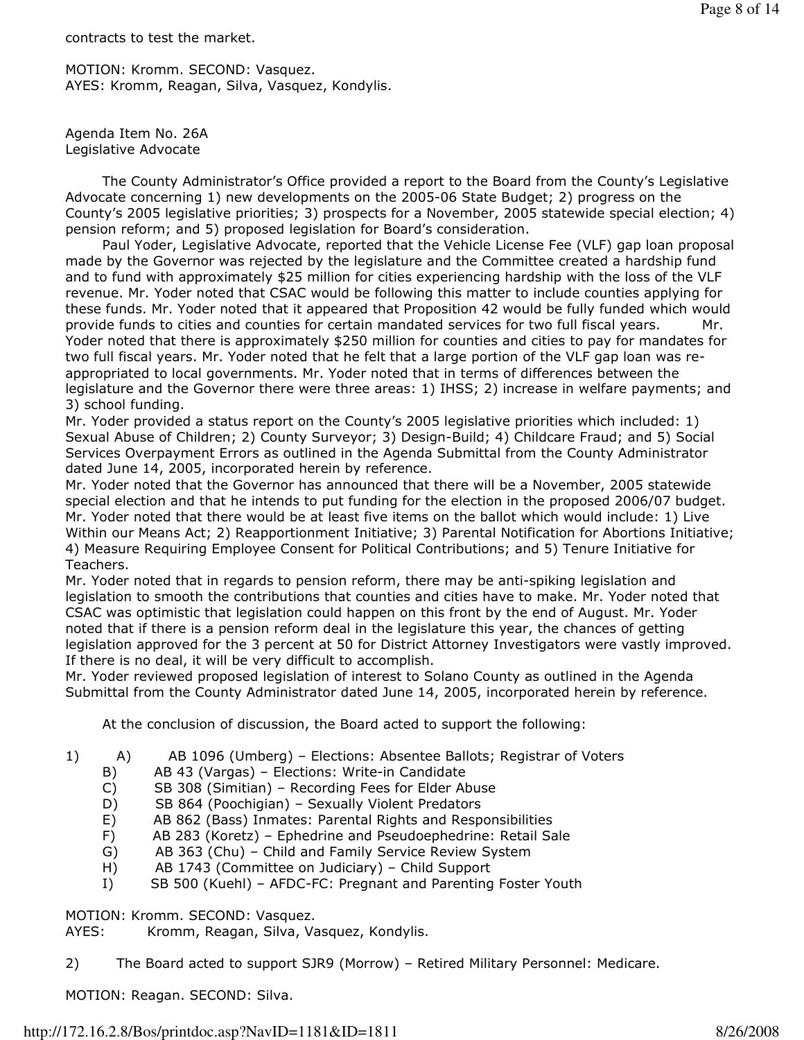contracts to test the market.

MOTION: Kromm. SECOND: Vasquez.
AYES: Kromm, Reagan, Silva, Vasquez, Kondylis.

Agenda Item No. 26A
Legislative Advocate

The County Administrator's Office provided a report to the Board from the County's Legislative Advocate concerning 1) new developments on the 2005-06 State Budget; 2) progress on the County's 2005 legislative priorities; 3) prospects for a November, 2005 statewide special election; 4) pension reform; and 5) proposed legislation for Board's consideration.

Paul Yoder, Legislative Advocate, reported that the Vehicle License Fee (VLF) gap loan proposal made by the Governor was rejected by the legislature and the Committee created a hardship fund and to fund with approximately $25 million for cities experiencing hardship with the loss of the VLF revenue. Mr. Yoder noted that CSAC would be following this matter to include counties applying for these funds. Mr. Yoder noted that it appeared that Proposition 42 would be fully funded which would provide funds to cities and counties for certain mandated services for two full fiscal years. Mr. Yoder noted that there is approximately $250 million for counties and cities to pay for mandates for two full fiscal years. Mr. Yoder noted that he felt that a large portion of the VLF gap loan was re-appropriated to local governments. Mr. Yoder noted that in terms of differences between the legislature and the Governor there were three areas: 1) IHSS; 2) increase in welfare payments; and 3) school funding.

Mr. Yoder provided a status report on the County's 2005 legislative priorities which included: 1) Sexual Abuse of Children; 2) County Surveyor; 3) Design-Build; 4) Childcare Fraud; and 5) Social Services Overpayment Errors as outlined in the Agenda Submittal from the County Administrator dated June 14, 2005, incorporated herein by reference.

Mr. Yoder noted that the Governor has announced that there will be a November, 2005 statewide special election and that he intends to put funding for the election in the proposed 2006/07 budget. Mr. Yoder noted that there would be at least five items on the ballot which would include: 1) Live Within our Means Act; 2) Reapportionment Initiative; 3) Parental Notification for Abortions Initiative; 4) Measure Requiring Employee Consent for Political Contributions; and 5) Tenure Initiative for Teachers.

Mr. Yoder noted that in regards to pension reform, there may be anti-spiking legislation and legislation to smooth the contributions that counties and cities have to make. Mr. Yoder noted that CSAC was optimistic that legislation could happen on this front by the end of August. Mr. Yoder noted that if there is a pension reform deal in the legislature this year, the chances of getting legislation approved for the 3 percent at 50 for District Attorney Investigators were vastly improved. If there is no deal, it will be very difficult to accomplish.

Mr. Yoder reviewed proposed legislation of interest to Solano County as outlined in the Agenda Submittal from the County Administrator dated June 14, 2005, incorporated herein by reference.

At the conclusion of discussion, the Board acted to support the following:

1) A) AB 1096 (Umberg) – Elections: Absentee Ballots; Registrar of Voters
   B) AB 43 (Vargas) – Elections: Write-in Candidate
   C) SB 308 (Simitian) – Recording Fees for Elder Abuse
   D) SB 864 (Poochigian) – Sexually Violent Predators
   E) AB 862 (Bass) Inmates: Parental Rights and Responsibilities
   F) AB 283 (Koretz) – Ephedrine and Pseudoephedrine: Retail Sale
   G) AB 363 (Chu) – Child and Family Service Review System
   H) AB 1743 (Committee on Judiciary) – Child Support
   I) SB 500 (Kuehl) – AFDC-FC: Pregnant and Parenting Foster Youth

MOTION: Kromm. SECOND: Vasquez.
AYES: Kromm, Reagan, Silva, Vasquez, Kondylis.

2) The Board acted to support SJR9 (Morrow) – Retired Military Personnel: Medicare.

MOTION: Reagan. SECOND: Silva.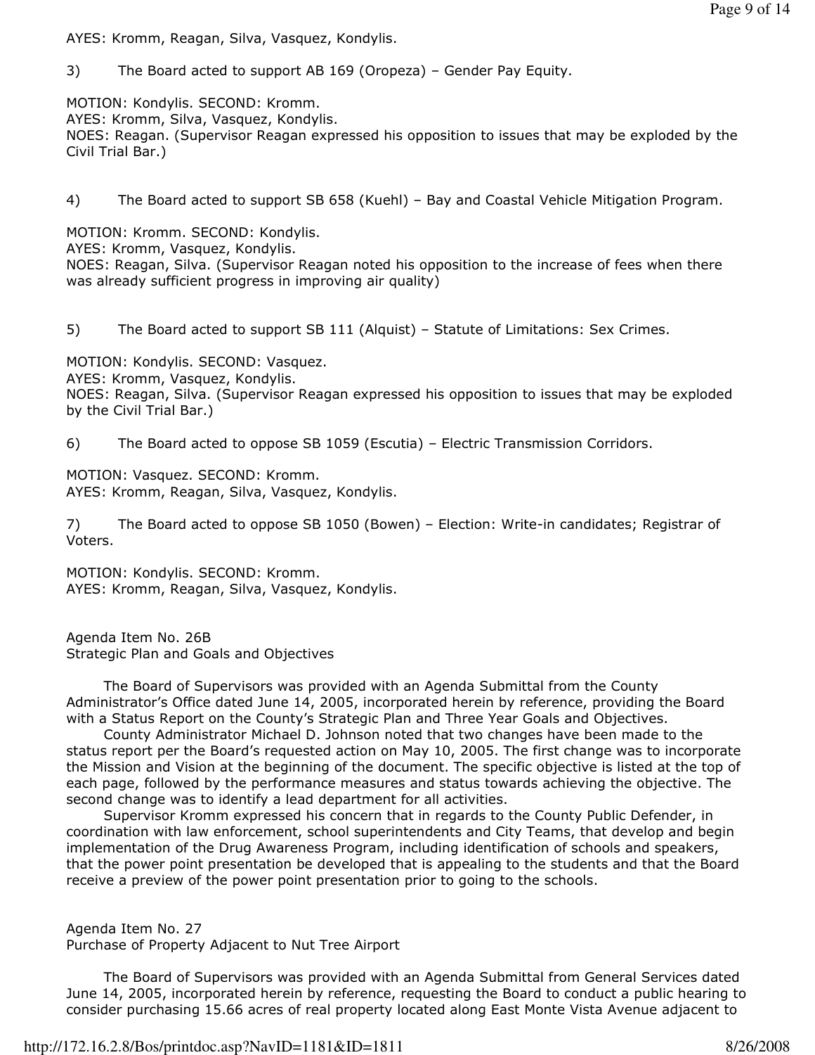AYES: Kromm, Reagan, Silva, Vasquez, Kondylis.

3) The Board acted to support AB 169 (Oropeza) – Gender Pay Equity.

MOTION: Kondylis. SECOND: Kromm.
AYES: Kromm, Silva, Vasquez, Kondylis.
NOES: Reagan. (Supervisor Reagan expressed his opposition to issues that may be exploded by the Civil Trial Bar.)

4) The Board acted to support SB 658 (Kuehl) – Bay and Coastal Vehicle Mitigation Program.

MOTION: Kromm. SECOND: Kondylis.
AYES: Kromm, Vasquez, Kondylis.
NOES: Reagan, Silva. (Supervisor Reagan noted his opposition to the increase of fees when there was already sufficient progress in improving air quality)

5) The Board acted to support SB 111 (Alquist) – Statute of Limitations: Sex Crimes.

MOTION: Kondylis. SECOND: Vasquez.
AYES: Kromm, Vasquez, Kondylis.
NOES: Reagan, Silva. (Supervisor Reagan expressed his opposition to issues that may be exploded by the Civil Trial Bar.)

6) The Board acted to oppose SB 1059 (Escutia) – Electric Transmission Corridors.

MOTION: Vasquez. SECOND: Kromm.
AYES: Kromm, Reagan, Silva, Vasquez, Kondylis.

7) The Board acted to oppose SB 1050 (Bowen) – Election: Write-in candidates; Registrar of Voters.

MOTION: Kondylis. SECOND: Kromm.
AYES: Kromm, Reagan, Silva, Vasquez, Kondylis.

Agenda Item No. 26B
Strategic Plan and Goals and Objectives

The Board of Supervisors was provided with an Agenda Submittal from the County Administrator's Office dated June 14, 2005, incorporated herein by reference, providing the Board with a Status Report on the County's Strategic Plan and Three Year Goals and Objectives.

County Administrator Michael D. Johnson noted that two changes have been made to the status report per the Board's requested action on May 10, 2005. The first change was to incorporate the Mission and Vision at the beginning of the document. The specific objective is listed at the top of each page, followed by the performance measures and status towards achieving the objective. The second change was to identify a lead department for all activities.

Supervisor Kromm expressed his concern that in regards to the County Public Defender, in coordination with law enforcement, school superintendents and City Teams, that develop and begin implementation of the Drug Awareness Program, including identification of schools and speakers, that the power point presentation be developed that is appealing to the students and that the Board receive a preview of the power point presentation prior to going to the schools.

Agenda Item No. 27
Purchase of Property Adjacent to Nut Tree Airport

The Board of Supervisors was provided with an Agenda Submittal from General Services dated June 14, 2005, incorporated herein by reference, requesting the Board to conduct a public hearing to consider purchasing 15.66 acres of real property located along East Monte Vista Avenue adjacent to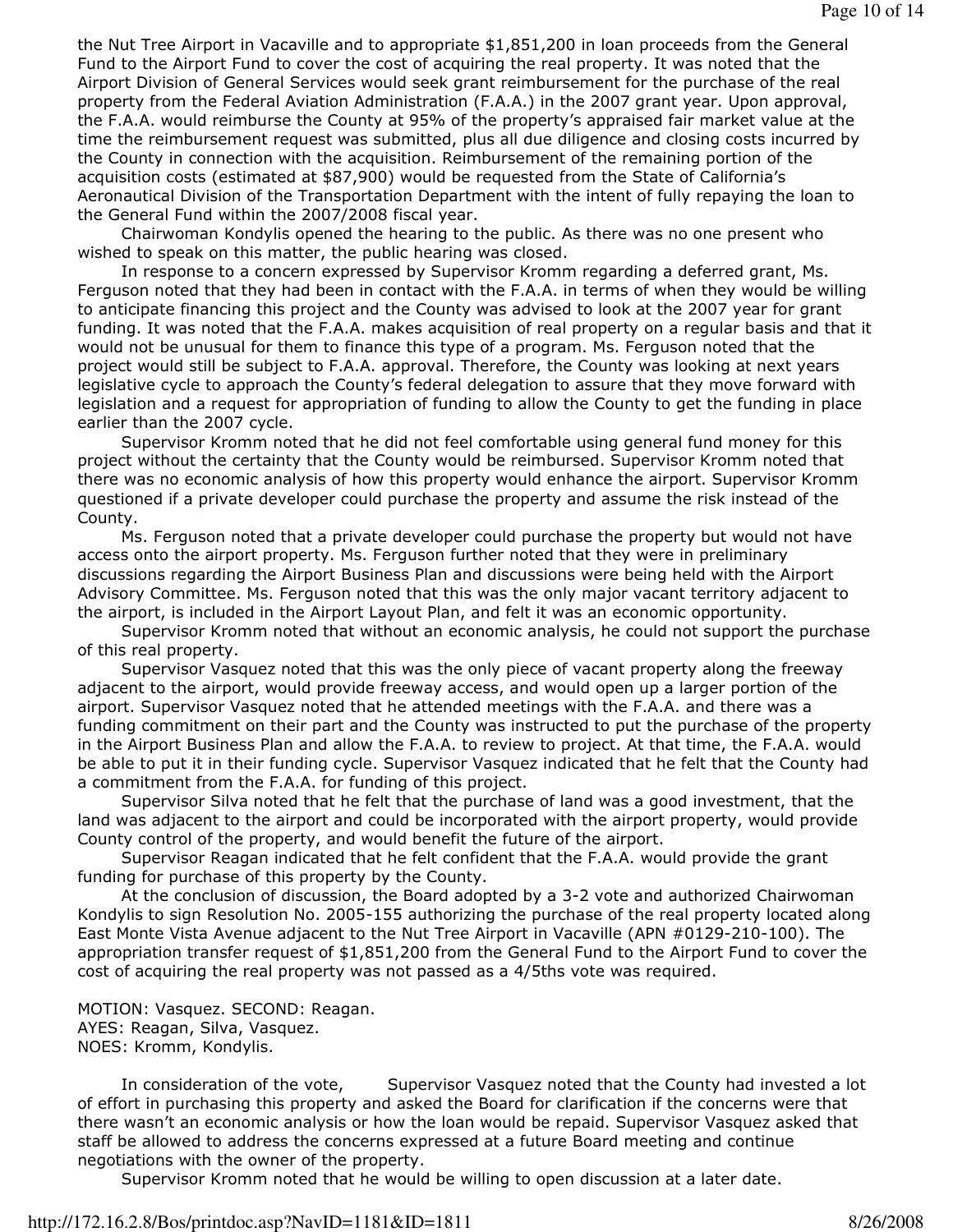the Nut Tree Airport in Vacaville and to appropriate $1,851,200 in loan proceeds from the General Fund to the Airport Fund to cover the cost of acquiring the real property. It was noted that the Airport Division of General Services would seek grant reimbursement for the purchase of the real property from the Federal Aviation Administration (F.A.A.) in the 2007 grant year. Upon approval, the F.A.A. would reimburse the County at 95% of the property's appraised fair market value at the time the reimbursement request was submitted, plus all due diligence and closing costs incurred by the County in connection with the acquisition. Reimbursement of the remaining portion of the acquisition costs (estimated at $87,900) would be requested from the State of California's Aeronautical Division of the Transportation Department with the intent of fully repaying the loan to the General Fund within the 2007/2008 fiscal year.

Chairwoman Kondylis opened the hearing to the public. As there was no one present who wished to speak on this matter, the public hearing was closed.

In response to a concern expressed by Supervisor Kromm regarding a deferred grant, Ms. Ferguson noted that they had been in contact with the F.A.A. in terms of when they would be willing to anticipate financing this project and the County was advised to look at the 2007 year for grant funding. It was noted that the F.A.A. makes acquisition of real property on a regular basis and that it would not be unusual for them to finance this type of a program. Ms. Ferguson noted that the project would still be subject to F.A.A. approval. Therefore, the County was looking at next years legislative cycle to approach the County's federal delegation to assure that they move forward with legislation and a request for appropriation of funding to allow the County to get the funding in place earlier than the 2007 cycle.

Supervisor Kromm noted that he did not feel comfortable using general fund money for this project without the certainty that the County would be reimbursed. Supervisor Kromm noted that there was no economic analysis of how this property would enhance the airport. Supervisor Kromm questioned if a private developer could purchase the property and assume the risk instead of the County.

Ms. Ferguson noted that a private developer could purchase the property but would not have access onto the airport property. Ms. Ferguson further noted that they were in preliminary discussions regarding the Airport Business Plan and discussions were being held with the Airport Advisory Committee. Ms. Ferguson noted that this was the only major vacant territory adjacent to the airport, is included in the Airport Layout Plan, and felt it was an economic opportunity.

Supervisor Kromm noted that without an economic analysis, he could not support the purchase of this real property.

Supervisor Vasquez noted that this was the only piece of vacant property along the freeway adjacent to the airport, would provide freeway access, and would open up a larger portion of the airport. Supervisor Vasquez noted that he attended meetings with the F.A.A. and there was a funding commitment on their part and the County was instructed to put the purchase of the property in the Airport Business Plan and allow the F.A.A. to review to project. At that time, the F.A.A. would be able to put it in their funding cycle. Supervisor Vasquez indicated that he felt that the County had a commitment from the F.A.A. for funding of this project.

Supervisor Silva noted that he felt that the purchase of land was a good investment, that the land was adjacent to the airport and could be incorporated with the airport property, would provide County control of the property, and would benefit the future of the airport.

Supervisor Reagan indicated that he felt confident that the F.A.A. would provide the grant funding for purchase of this property by the County.

At the conclusion of discussion, the Board adopted by a 3-2 vote and authorized Chairwoman Kondylis to sign Resolution No. 2005-155 authorizing the purchase of the real property located along East Monte Vista Avenue adjacent to the Nut Tree Airport in Vacaville (APN #0129-210-100). The appropriation transfer request of $1,851,200 from the General Fund to the Airport Fund to cover the cost of acquiring the real property was not passed as a 4/5ths vote was required.

MOTION: Vasquez. SECOND: Reagan.
AYES: Reagan, Silva, Vasquez.
NOES: Kromm, Kondylis.

In consideration of the vote, Supervisor Vasquez noted that the County had invested a lot of effort in purchasing this property and asked the Board for clarification if the concerns were that there wasn't an economic analysis or how the loan would be repaid. Supervisor Vasquez asked that staff be allowed to address the concerns expressed at a future Board meeting and continue negotiations with the owner of the property.

Supervisor Kromm noted that he would be willing to open discussion at a later date.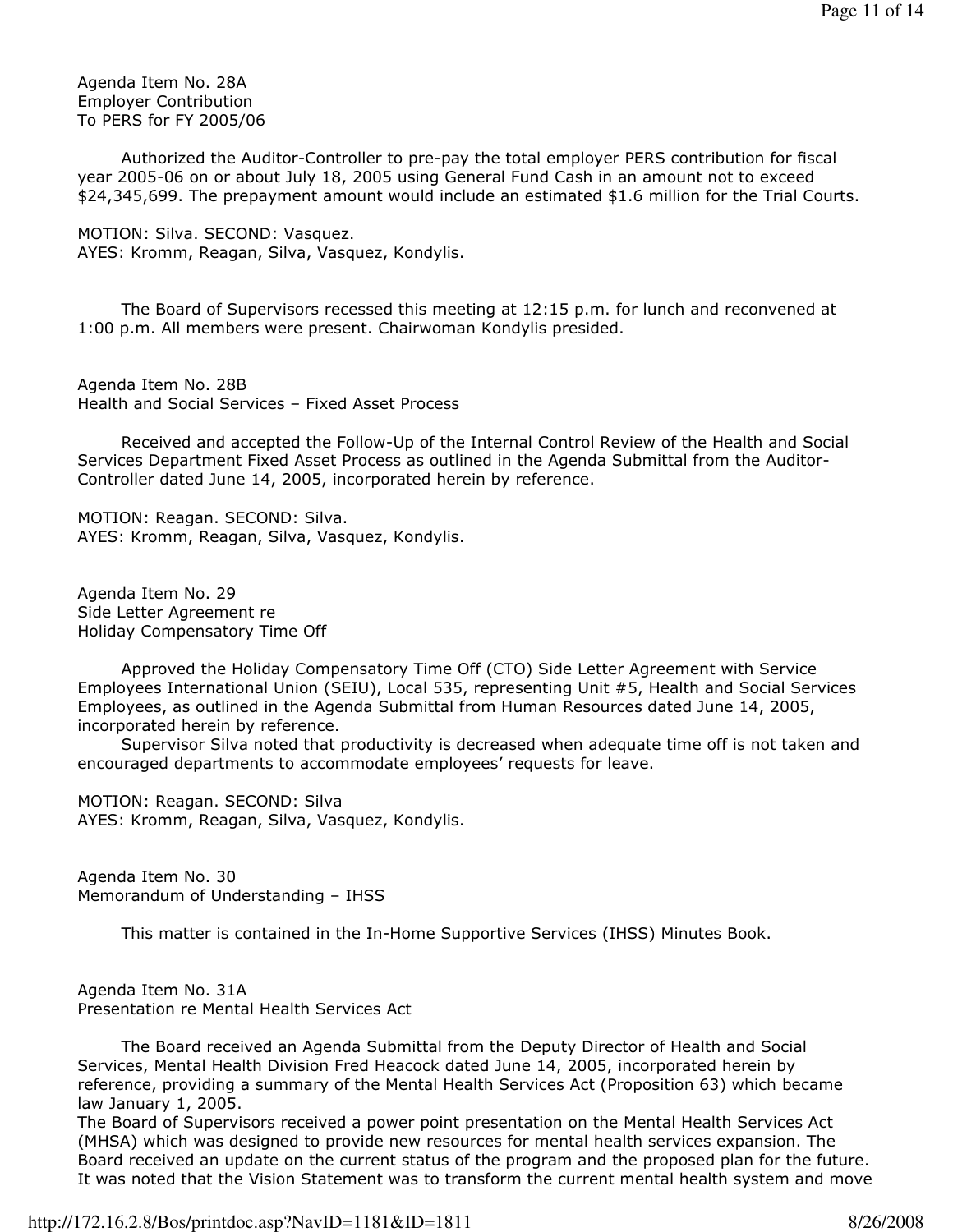Agenda Item No. 28A
Employer Contribution
To PERS for FY 2005/06

Authorized the Auditor-Controller to pre-pay the total employer PERS contribution for fiscal year 2005-06 on or about July 18, 2005 using General Fund Cash in an amount not to exceed $24,345,699. The prepayment amount would include an estimated $1.6 million for the Trial Courts.

MOTION: Silva. SECOND: Vasquez.
AYES: Kromm, Reagan, Silva, Vasquez, Kondylis.

The Board of Supervisors recessed this meeting at 12:15 p.m. for lunch and reconvened at 1:00 p.m. All members were present. Chairwoman Kondylis presided.

Agenda Item No. 28B
Health and Social Services – Fixed Asset Process

Received and accepted the Follow-Up of the Internal Control Review of the Health and Social Services Department Fixed Asset Process as outlined in the Agenda Submittal from the Auditor-Controller dated June 14, 2005, incorporated herein by reference.

MOTION: Reagan. SECOND: Silva.
AYES: Kromm, Reagan, Silva, Vasquez, Kondylis.

Agenda Item No. 29
Side Letter Agreement re
Holiday Compensatory Time Off

Approved the Holiday Compensatory Time Off (CTO) Side Letter Agreement with Service Employees International Union (SEIU), Local 535, representing Unit #5, Health and Social Services Employees, as outlined in the Agenda Submittal from Human Resources dated June 14, 2005, incorporated herein by reference.

Supervisor Silva noted that productivity is decreased when adequate time off is not taken and encouraged departments to accommodate employees' requests for leave.

MOTION: Reagan. SECOND: Silva
AYES: Kromm, Reagan, Silva, Vasquez, Kondylis.

Agenda Item No. 30
Memorandum of Understanding – IHSS

This matter is contained in the In-Home Supportive Services (IHSS) Minutes Book.

Agenda Item No. 31A
Presentation re Mental Health Services Act

The Board received an Agenda Submittal from the Deputy Director of Health and Social Services, Mental Health Division Fred Heacock dated June 14, 2005, incorporated herein by reference, providing a summary of the Mental Health Services Act (Proposition 63) which became law January 1, 2005.

The Board of Supervisors received a power point presentation on the Mental Health Services Act (MHSA) which was designed to provide new resources for mental health services expansion. The Board received an update on the current status of the program and the proposed plan for the future. It was noted that the Vision Statement was to transform the current mental health system and move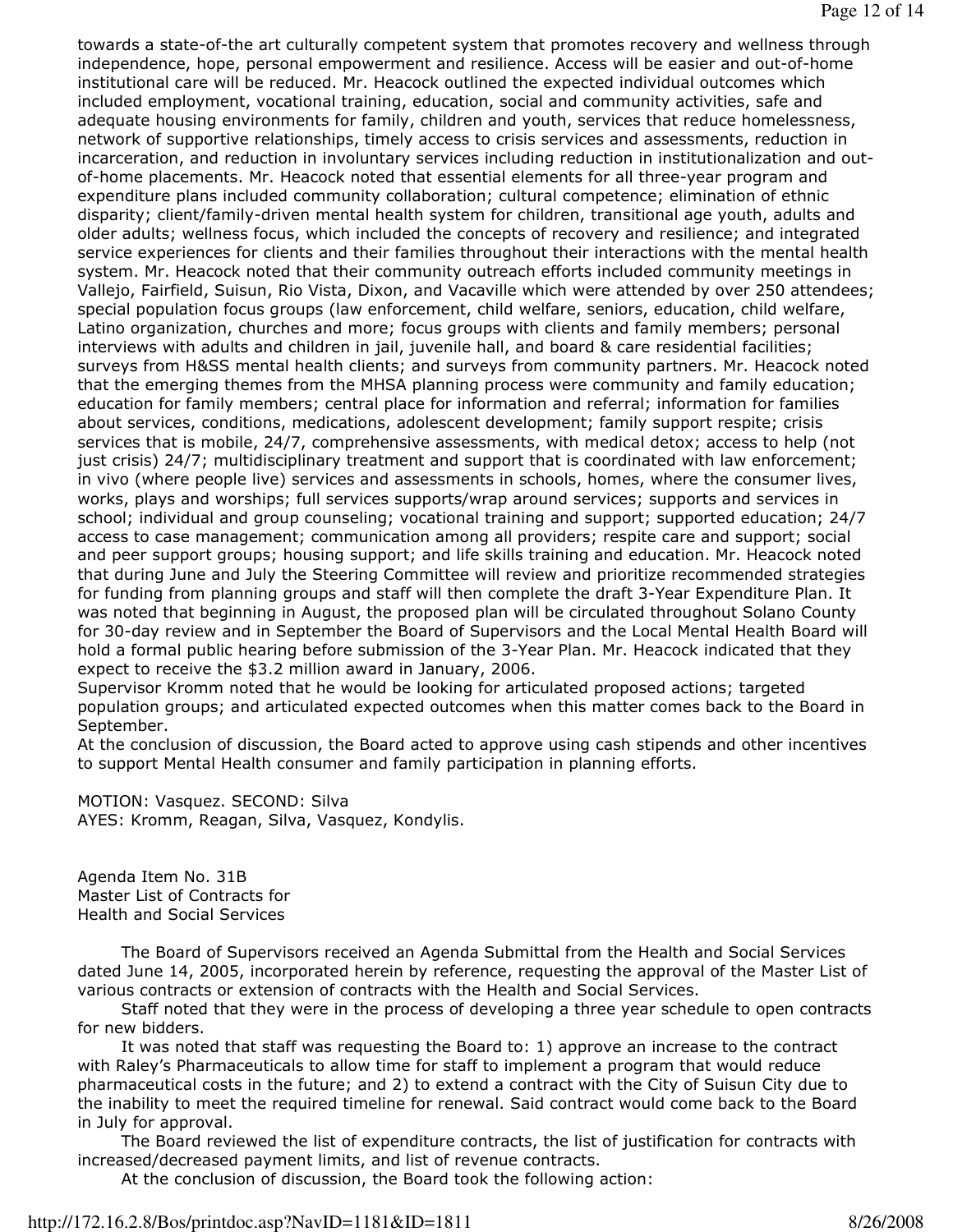towards a state-of-the art culturally competent system that promotes recovery and wellness through independence, hope, personal empowerment and resilience. Access will be easier and out-of-home institutional care will be reduced. Mr. Heacock outlined the expected individual outcomes which included employment, vocational training, education, social and community activities, safe and adequate housing environments for family, children and youth, services that reduce homelessness, network of supportive relationships, timely access to crisis services and assessments, reduction in incarceration, and reduction in involuntary services including reduction in institutionalization and out-of-home placements. Mr. Heacock noted that essential elements for all three-year program and expenditure plans included community collaboration; cultural competence; elimination of ethnic disparity; client/family-driven mental health system for children, transitional age youth, adults and older adults; wellness focus, which included the concepts of recovery and resilience; and integrated service experiences for clients and their families throughout their interactions with the mental health system. Mr. Heacock noted that their community outreach efforts included community meetings in Vallejo, Fairfield, Suisun, Rio Vista, Dixon, and Vacaville which were attended by over 250 attendees; special population focus groups (law enforcement, child welfare, seniors, education, child welfare, Latino organization, churches and more; focus groups with clients and family members; personal interviews with adults and children in jail, juvenile hall, and board & care residential facilities; surveys from H&SS mental health clients; and surveys from community partners. Mr. Heacock noted that the emerging themes from the MHSA planning process were community and family education; education for family members; central place for information and referral; information for families about services, conditions, medications, adolescent development; family support respite; crisis services that is mobile, 24/7, comprehensive assessments, with medical detox; access to help (not just crisis) 24/7; multidisciplinary treatment and support that is coordinated with law enforcement; in vivo (where people live) services and assessments in schools, homes, where the consumer lives, works, plays and worships; full services supports/wrap around services; supports and services in school; individual and group counseling; vocational training and support; supported education; 24/7 access to case management; communication among all providers; respite care and support; social and peer support groups; housing support; and life skills training and education. Mr. Heacock noted that during June and July the Steering Committee will review and prioritize recommended strategies for funding from planning groups and staff will then complete the draft 3-Year Expenditure Plan. It was noted that beginning in August, the proposed plan will be circulated throughout Solano County for 30-day review and in September the Board of Supervisors and the Local Mental Health Board will hold a formal public hearing before submission of the 3-Year Plan. Mr. Heacock indicated that they expect to receive the $3.2 million award in January, 2006.

Supervisor Kromm noted that he would be looking for articulated proposed actions; targeted population groups; and articulated expected outcomes when this matter comes back to the Board in September.

At the conclusion of discussion, the Board acted to approve using cash stipends and other incentives to support Mental Health consumer and family participation in planning efforts.

MOTION: Vasquez. SECOND: Silva
AYES: Kromm, Reagan, Silva, Vasquez, Kondylis.

Agenda Item No. 31B
Master List of Contracts for
Health and Social Services

The Board of Supervisors received an Agenda Submittal from the Health and Social Services dated June 14, 2005, incorporated herein by reference, requesting the approval of the Master List of various contracts or extension of contracts with the Health and Social Services.

Staff noted that they were in the process of developing a three year schedule to open contracts for new bidders.

It was noted that staff was requesting the Board to: 1) approve an increase to the contract with Raley's Pharmaceuticals to allow time for staff to implement a program that would reduce pharmaceutical costs in the future; and 2) to extend a contract with the City of Suisun City due to the inability to meet the required timeline for renewal. Said contract would come back to the Board in July for approval.

The Board reviewed the list of expenditure contracts, the list of justification for contracts with increased/decreased payment limits, and list of revenue contracts.

At the conclusion of discussion, the Board took the following action: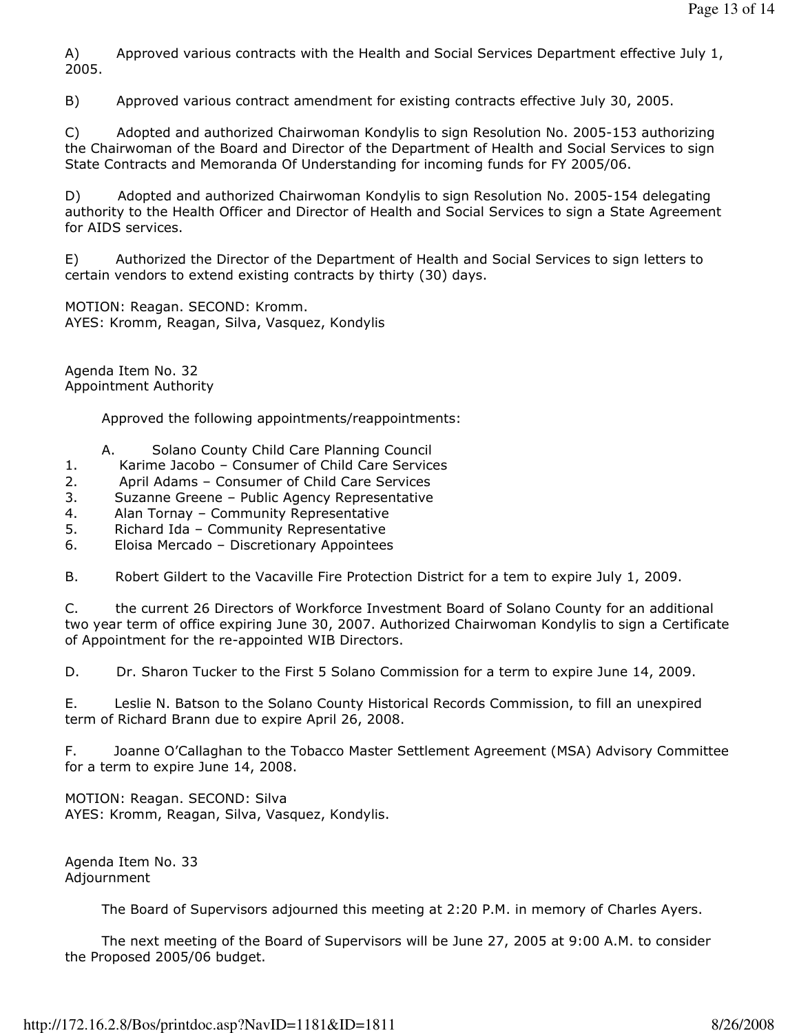A) Approved various contracts with the Health and Social Services Department effective July 1, 2005.

B) Approved various contract amendment for existing contracts effective July 30, 2005.

C) Adopted and authorized Chairwoman Kondylis to sign Resolution No. 2005-153 authorizing the Chairwoman of the Board and Director of the Department of Health and Social Services to sign State Contracts and Memoranda Of Understanding for incoming funds for FY 2005/06.

D) Adopted and authorized Chairwoman Kondylis to sign Resolution No. 2005-154 delegating authority to the Health Officer and Director of Health and Social Services to sign a State Agreement for AIDS services.

E) Authorized the Director of the Department of Health and Social Services to sign letters to certain vendors to extend existing contracts by thirty (30) days.

MOTION: Reagan. SECOND: Kromm.
AYES: Kromm, Reagan, Silva, Vasquez, Kondylis

Agenda Item No. 32
Appointment Authority

Approved the following appointments/reappointments:

A. Solano County Child Care Planning Council

1. Karime Jacobo – Consumer of Child Care Services
2. April Adams – Consumer of Child Care Services
3. Suzanne Greene – Public Agency Representative
4. Alan Tornay – Community Representative
5. Richard Ida – Community Representative
6. Eloisa Mercado – Discretionary Appointees

B. Robert Gildert to the Vacaville Fire Protection District for a tem to expire July 1, 2009.

C. the current 26 Directors of Workforce Investment Board of Solano County for an additional two year term of office expiring June 30, 2007. Authorized Chairwoman Kondylis to sign a Certificate of Appointment for the re-appointed WIB Directors.

D. Dr. Sharon Tucker to the First 5 Solano Commission for a term to expire June 14, 2009.

E. Leslie N. Batson to the Solano County Historical Records Commission, to fill an unexpired term of Richard Brann due to expire April 26, 2008.

F. Joanne O'Callaghan to the Tobacco Master Settlement Agreement (MSA) Advisory Committee for a term to expire June 14, 2008.

MOTION: Reagan. SECOND: Silva
AYES: Kromm, Reagan, Silva, Vasquez, Kondylis.

Agenda Item No. 33
Adjournment

The Board of Supervisors adjourned this meeting at 2:20 P.M. in memory of Charles Ayers.

The next meeting of the Board of Supervisors will be June 27, 2005 at 9:00 A.M. to consider the Proposed 2005/06 budget.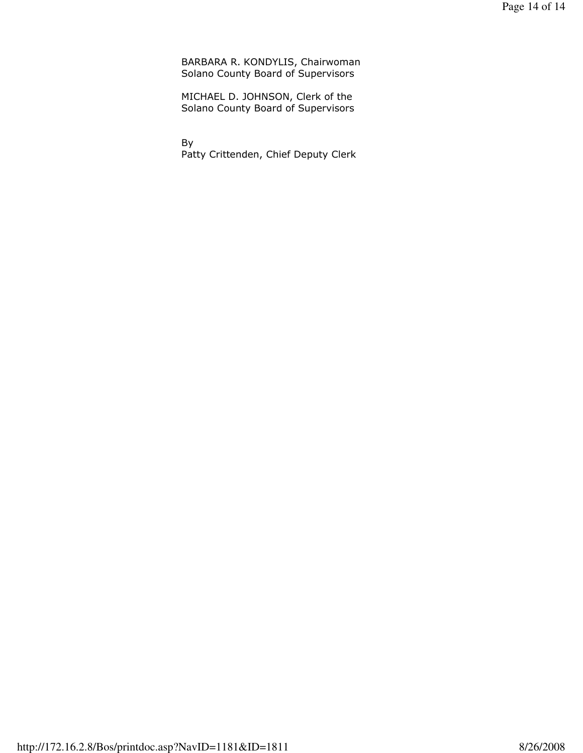BARBARA R. KONDYLIS, Chairwoman
Solano County Board of Supervisors

MICHAEL D. JOHNSON, Clerk of the
Solano County Board of Supervisors

By
Patty Crittenden, Chief Deputy Clerk